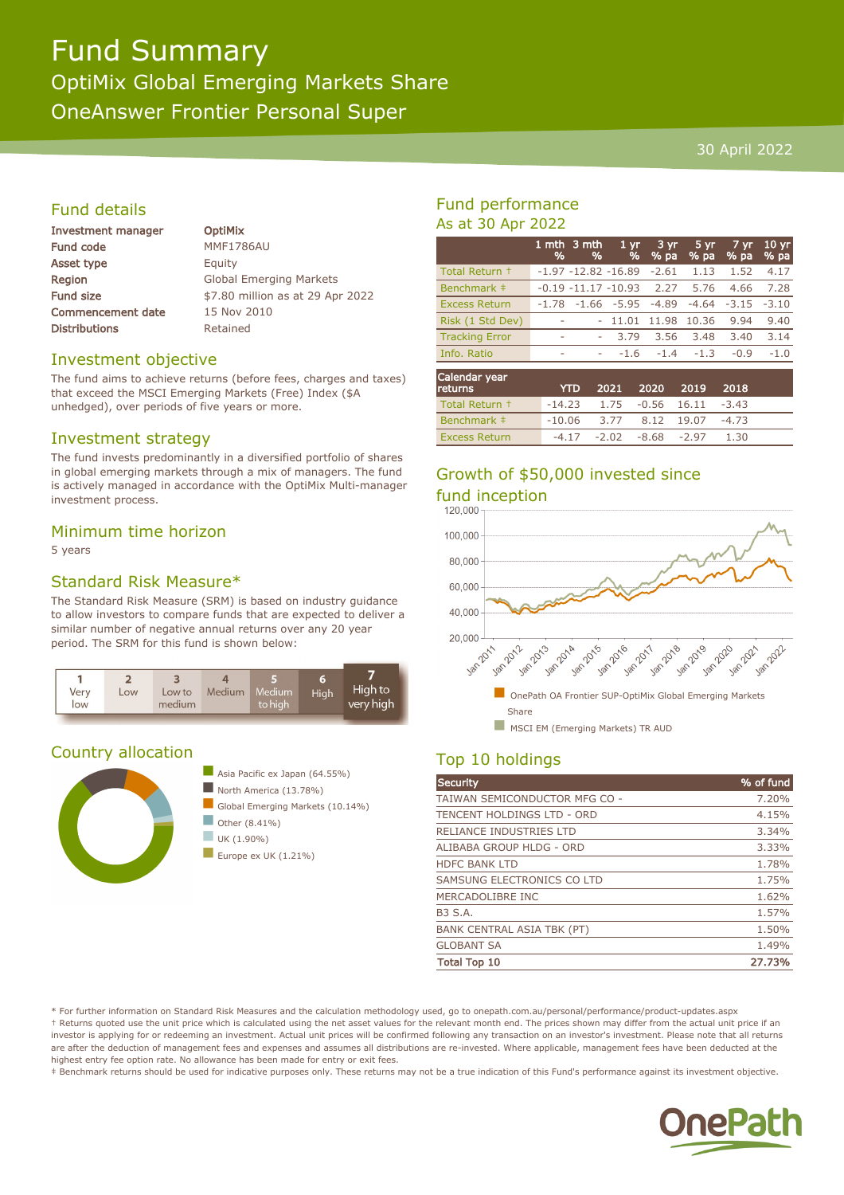# Fund Summary

## OptiMix Global Emerging Markets Share

## OneAnswer Frontier Personal Super

30 April 2022

## Fund details

| | |
|---|---|
| **Investment manager** | **OptiMix** |
| **Fund code** | MMF1786AU |
| **Asset type** | Equity |
| **Region** | Global Emerging Markets |
| **Fund size** | $7.80 million as at 29 Apr 2022 |
| **Commencement date** | 15 Nov 2010 |
| **Distributions** | Retained |

## Investment objective

The fund aims to achieve returns (before fees, charges and taxes) that exceed the MSCI Emerging Markets (Free) Index ($A unhedged), over periods of five years or more.

## Investment strategy

The fund invests predominantly in a diversified portfolio of shares in global emerging markets through a mix of managers. The fund is actively managed in accordance with the OptiMix Multi-manager investment process.

## Minimum time horizon

5 years

## Standard Risk Measure*

The Standard Risk Measure (SRM) is based on industry guidance to allow investors to compare funds that are expected to deliver a similar number of negative annual returns over any 20 year period. The SRM for this fund is shown below:

| 1 | 2 | 3 | 4 | 5 | 6 | 7 |
|---|---|---|---|---|---|---|
| Very low | Low | Low to medium | Medium | Medium to high | High | **High to very high** |

## Country allocation

- Asia Pacific ex Japan (64.55%)
- North America (13.78%)
- Global Emerging Markets (10.14%)
- Other (8.41%)
- UK (1.90%)
- Europe ex UK (1.21%)

## Fund performance

As at 30 Apr 2022

| | 1 mth % | 3 mth % | 1 yr % | 3 yr % pa | 5 yr % pa | 7 yr % pa | 10 yr % pa |
|---|---|---|---|---|---|---|---|
| Total Return † | -1.97 | -12.82 | -16.89 | -2.61 | 1.13 | 1.52 | 4.17 |
| Benchmark ‡ | -0.19 | -11.17 | -10.93 | 2.27 | 5.76 | 4.66 | 7.28 |
| Excess Return | -1.78 | -1.66 | -5.95 | -4.89 | -4.64 | -3.15 | -3.10 |
| Risk (1 Std Dev) | - | - | 11.01 | 11.98 | 10.36 | 9.94 | 9.40 |
| Tracking Error | - | - | 3.79 | 3.56 | 3.48 | 3.40 | 3.14 |
| Info. Ratio | - | - | -1.6 | -1.4 | -1.3 | -0.9 | -1.0 |

| Calendar year returns | YTD | 2021 | 2020 | 2019 | 2018 |
|---|---|---|---|---|---|
| Total Return † | -14.23 | 1.75 | -0.56 | 16.11 | -3.43 |
| Benchmark ‡ | -10.06 | 3.77 | 8.12 | 19.07 | -4.73 |
| Excess Return | -4.17 | -2.02 | -8.68 | -2.97 | 1.30 |

## Growth of $50,000 invested since fund inception

- OnePath OA Frontier SUP-OptiMix Global Emerging Markets Share
- MSCI EM (Emerging Markets) TR AUD

## Top 10 holdings

| Security | % of fund |
|---|---|
| TAIWAN SEMICONDUCTOR MFG CO - | 7.20% |
| TENCENT HOLDINGS LTD - ORD | 4.15% |
| RELIANCE INDUSTRIES LTD | 3.34% |
| ALIBABA GROUP HLDG - ORD | 3.33% |
| HDFC BANK LTD | 1.78% |
| SAMSUNG ELECTRONICS CO LTD | 1.75% |
| MERCADOLIBRE INC | 1.62% |
| B3 S.A. | 1.57% |
| BANK CENTRAL ASIA TBK (PT) | 1.50% |
| GLOBANT SA | 1.49% |
| **Total Top 10** | **27.73%** |

\* For further information on Standard Risk Measures and the calculation methodology used, go to onepath.com.au/personal/performance/product-updates.aspx

† Returns quoted use the unit price which is calculated using the net asset values for the relevant month end. The prices shown may differ from the actual unit price if an investor is applying for or redeeming an investment. Actual unit prices will be confirmed following any transaction on an investor's investment. Please note that all returns are after the deduction of management fees and expenses and assumes all distributions are re-invested. Where applicable, management fees have been deducted at the highest entry fee option rate. No allowance has been made for entry or exit fees.

‡ Benchmark returns should be used for indicative purposes only. These returns may not be a true indication of this Fund's performance against its investment objective.

OnePath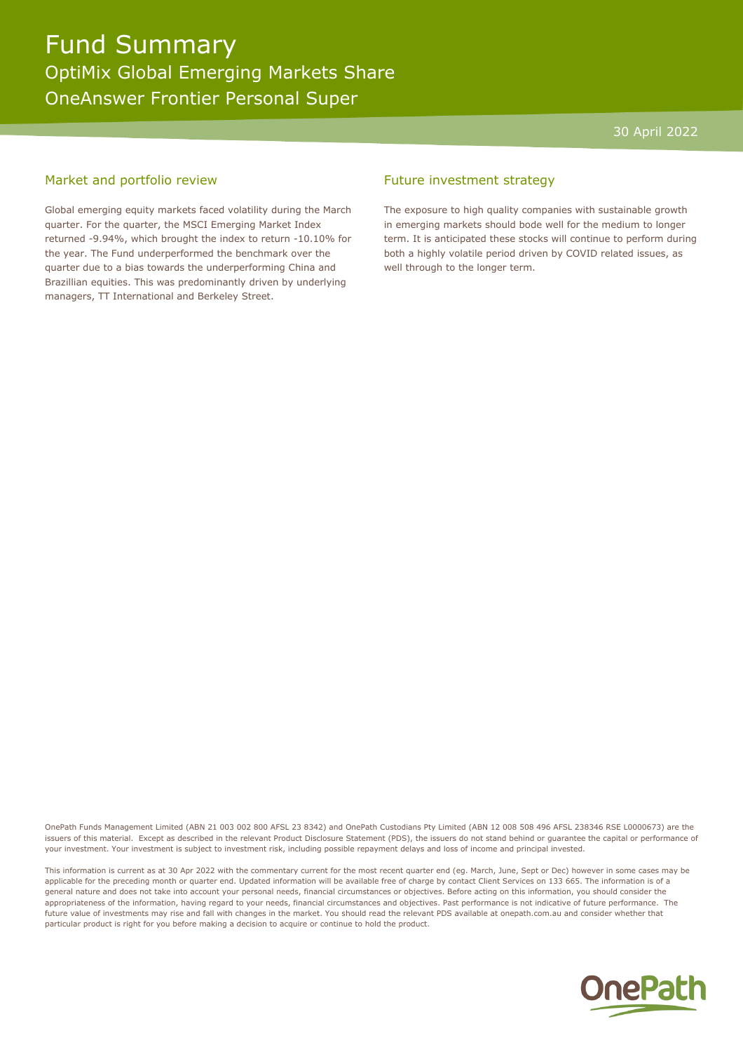# Fund Summary

## OptiMix Global Emerging Markets Share

## OneAnswer Frontier Personal Super

30 April 2022

### Market and portfolio review

Global emerging equity markets faced volatility during the March quarter. For the quarter, the MSCI Emerging Market Index returned -9.94%, which brought the index to return -10.10% for the year. The Fund underperformed the benchmark over the quarter due to a bias towards the underperforming China and Brazillian equities. This was predominantly driven by underlying managers, TT International and Berkeley Street.

### Future investment strategy

The exposure to high quality companies with sustainable growth in emerging markets should bode well for the medium to longer term. It is anticipated these stocks will continue to perform during both a highly volatile period driven by COVID related issues, as well through to the longer term.

OnePath Funds Management Limited (ABN 21 003 002 800 AFSL 23 8342) and OnePath Custodians Pty Limited (ABN 12 008 508 496 AFSL 238346 RSE L0000673) are the issuers of this material. Except as described in the relevant Product Disclosure Statement (PDS), the issuers do not stand behind or guarantee the capital or performance of your investment. Your investment is subject to investment risk, including possible repayment delays and loss of income and principal invested.

This information is current as at 30 Apr 2022 with the commentary current for the most recent quarter end (eg. March, June, Sept or Dec) however in some cases may be applicable for the preceding month or quarter end. Updated information will be available free of charge by contact Client Services on 133 665. The information is of a general nature and does not take into account your personal needs, financial circumstances or objectives. Before acting on this information, you should consider the appropriateness of the information, having regard to your needs, financial circumstances and objectives. Past performance is not indicative of future performance. The future value of investments may rise and fall with changes in the market. You should read the relevant PDS available at onepath.com.au and consider whether that particular product is right for you before making a decision to acquire or continue to hold the product.

OnePath